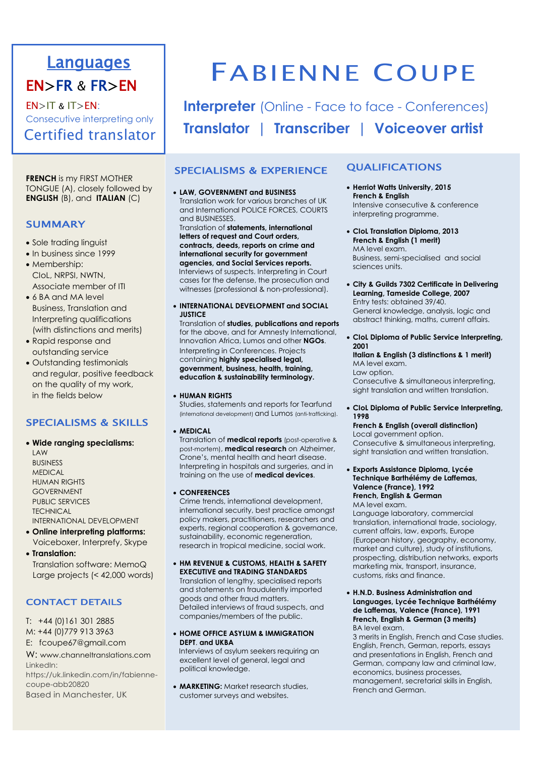# Fabienne Coupe

## Interpreter (Online - Face to face - Conferences)

## Translator | Transcriber | Voiceover artist

## Languages

**EN>FR & FR>EN**

EN>IT & IT>EN:
Consecutive interpreting only

Certified translator

**FRENCH** is my FIRST MOTHER TONGUE (A), closely followed by **ENGLISH** (B), and **ITALIAN** (C)

## SUMMARY

- Sole trading linguist
- In business since 1999
- Membership: CIoL, NRPSI, NWTN, Associate member of ITI
- 6 BA and MA level Business, Translation and Interpreting qualifications (with distinctions and merits)
- Rapid response and outstanding service
- Outstanding testimonials and regular, positive feedback on the quality of my work, in the fields below

## SPECIALISMS & SKILLS

- **Wide ranging specialisms:**
  LAW
  BUSINESS
  MEDICAL
  HUMAN RIGHTS
  GOVERNMENT
  PUBLIC SERVICES
  TECHNICAL
  INTERNATIONAL DEVELOPMENT
- **Online interpreting platforms:**
  Voiceboxer, Interprefy, Skype
- **Translation:**
  Translation software: MemoQ
  Large projects (< 42,000 words)

## CONTACT DETAILS

T: +44 (0)161 301 2885
M: +44 (0)779 913 3963
E: fcoupe67@gmail.com
W: www.channeltranslations.com
LinkedIn: https://uk.linkedin.com/in/fabienne-coupe-abb20820
Based in Manchester, UK

## SPECIALISMS & EXPERIENCE

- **LAW, GOVERNMENT and BUSINESS**
  Translation work for various branches of UK and International POLICE FORCES, COURTS and BUSINESSES.
  Translation of **statements, international letters of request and Court orders, contracts, deeds, reports on crime and international security for government agencies, and Social Services reports.**
  Interviews of suspects. Interpreting in Court cases for the defense, the prosecution and witnesses (professional & non-professional).

- **INTERNATIONAL DEVELOPMENT and SOCIAL JUSTICE**
  Translation of **studies, publications and reports** for the above, and for Amnesty International, Innovation Africa, Lumos and other **NGOs**.
  Interpreting in Conferences. Projects containing **highly specialised legal, government, business, health, training, education & sustainability terminology.**

- **HUMAN RIGHTS**
  Studies, statements and reports for Tearfund (international development) and Lumos (anti-trafficking).

- **MEDICAL**
  Translation of **medical reports** (post-operative & post-mortem), **medical research** on Alzheimer, Crone's, mental health and heart disease.
  Interpreting in hospitals and surgeries, and in training on the use of **medical devices**.

- **CONFERENCES**
  Crime trends, international development, international security, best practice amongst policy makers, practitioners, researchers and experts, regional cooperation & governance, sustainability, economic regeneration, research in tropical medicine, social work.

- **HM REVENUE & CUSTOMS, HEALTH & SAFETY EXECUTIVE and TRADING STANDARDS**
  Translation of lengthy, specialised reports and statements on fraudulently imported goods and other fraud matters.
  Detailed interviews of fraud suspects, and companies/members of the public.

- **HOME OFFICE ASYLUM & IMMIGRATION DEPT. and UKBA**
  Interviews of asylum seekers requiring an excellent level of general, legal and political knowledge.

- **MARKETING:** Market research studies, customer surveys and websites.

## QUALIFICATIONS

- **Herriot Watts University, 2015**
  **French & English**
  Intensive consecutive & conference interpreting programme.

- **CIoL Translation Diploma, 2013**
  **French & English (1 merit)**
  MA level exam.
  Business, semi-specialised and social sciences units.

- **City & Guilds 7302 Certificate in Delivering Learning, Tameside College, 2007**
  Entry tests: obtained 39/40.
  General knowledge, analysis, logic and abstract thinking, maths, current affairs.

- **CIoL Diploma of Public Service Interpreting, 2001**
  **Italian & English (3 distinctions & 1 merit)**
  MA level exam.
  Law option.
  Consecutive & simultaneous interpreting, sight translation and written translation.

- **CIoL Diploma of Public Service Interpreting, 1998**
  **French & English (overall distinction)**
  Local government option.
  Consecutive & simultaneous interpreting, sight translation and written translation.

- **Exports Assistance Diploma, Lycée Technique Barthélémy de Laffemas, Valence (France), 1992**
  **French, English & German**
  MA level exam.
  Language laboratory, commercial translation, international trade, sociology, current affairs, law, exports, Europe (European history, geography, economy, market and culture), study of institutions, prospecting, distribution networks, exports marketing mix, transport, insurance, customs, risks and finance.

- **H.N.D. Business Administration and Languages, Lycée Technique Barthélémy de Laffemas, Valence (France), 1991**
  **French, English & German (3 merits)**
  BA level exam.
  3 merits in English, French and Case studies. English, French, German, reports, essays and presentations in English, French and German, company law and criminal law, economics, business processes, management, secretarial skills in English, French and German.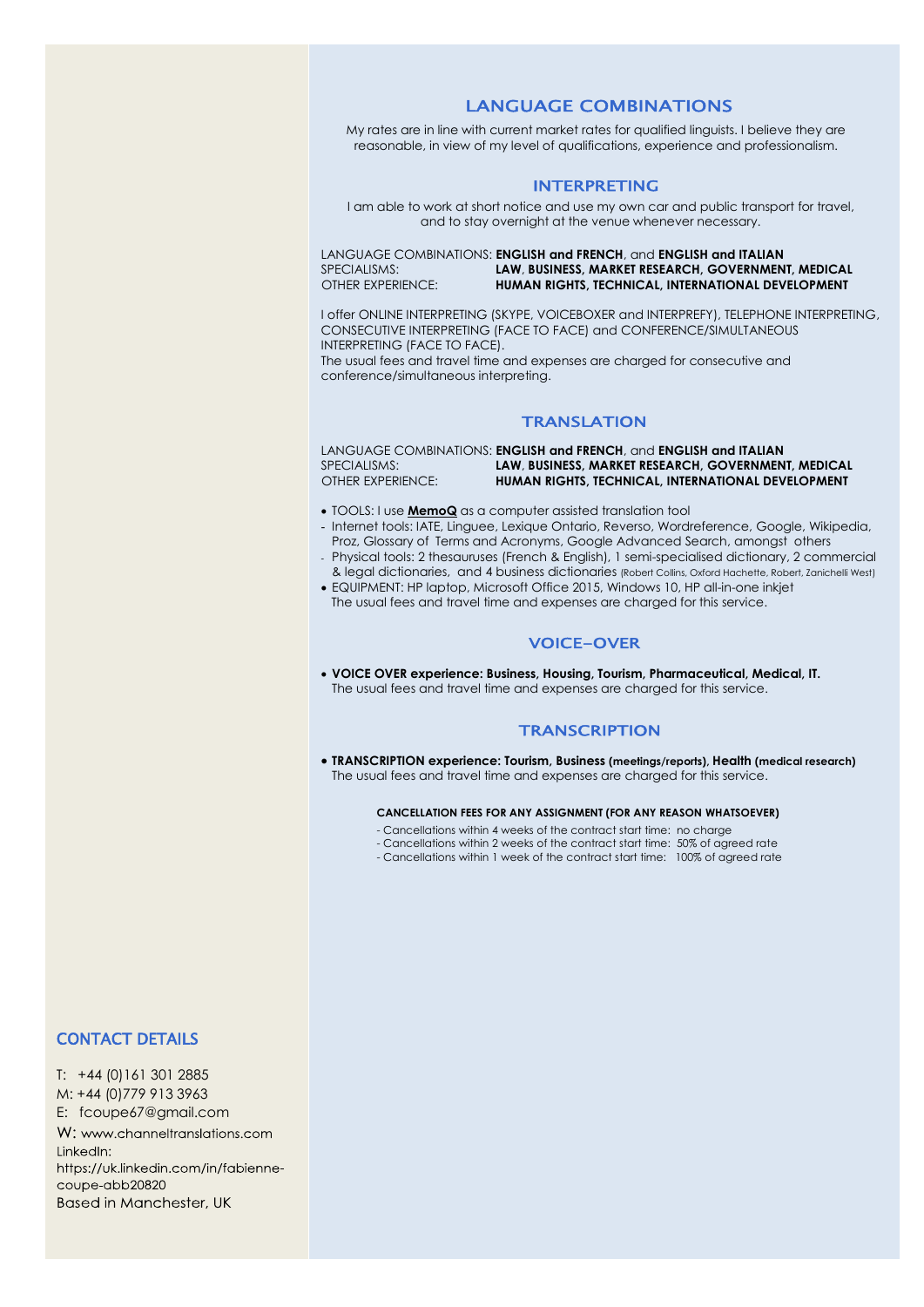## LANGUAGE COMBINATIONS

My rates are in line with current market rates for qualified linguists. I believe they are reasonable, in view of my level of qualifications, experience and professionalism.

### INTERPRETING

I am able to work at short notice and use my own car and public transport for travel, and to stay overnight at the venue whenever necessary.

LANGUAGE COMBINATIONS: **ENGLISH and FRENCH**, and **ENGLISH and ITALIAN**
SPECIALISMS: **LAW, BUSINESS, MARKET RESEARCH, GOVERNMENT, MEDICAL**
OTHER EXPERIENCE: **HUMAN RIGHTS, TECHNICAL, INTERNATIONAL DEVELOPMENT**

I offer ONLINE INTERPRETING (SKYPE, VOICEBOXER and INTERPREFY), TELEPHONE INTERPRETING, CONSECUTIVE INTERPRETING (FACE TO FACE) and CONFERENCE/SIMULTANEOUS INTERPRETING (FACE TO FACE).
The usual fees and travel time and expenses are charged for consecutive and conference/simultaneous interpreting.

### TRANSLATION

LANGUAGE COMBINATIONS: **ENGLISH and FRENCH**, and **ENGLISH and ITALIAN**
SPECIALISMS: **LAW, BUSINESS, MARKET RESEARCH, GOVERNMENT, MEDICAL**
OTHER EXPERIENCE: **HUMAN RIGHTS, TECHNICAL, INTERNATIONAL DEVELOPMENT**

- TOOLS: I use **MemoQ** as a computer assisted translation tool
- Internet tools: IATE, Linguee, Lexique Ontario, Reverso, Wordreference, Google, Wikipedia, Proz, Glossary of Terms and Acronyms, Google Advanced Search, amongst others
- Physical tools: 2 thesauruses (French & English), 1 semi-specialised dictionary, 2 commercial & legal dictionaries, and 4 business dictionaries (Robert Collins, Oxford Hachette, Robert, Zanichelli West)
- EQUIPMENT: HP laptop, Microsoft Office 2015, Windows 10, HP all-in-one inkjet
  The usual fees and travel time and expenses are charged for this service.

### VOICE–OVER

- **VOICE OVER experience: Business, Housing, Tourism, Pharmaceutical, Medical, IT.**
  The usual fees and travel time and expenses are charged for this service.

### TRANSCRIPTION

- **TRANSCRIPTION experience: Tourism, Business (meetings/reports), Health (medical research)**
  The usual fees and travel time and expenses are charged for this service.

**CANCELLATION FEES FOR ANY ASSIGNMENT (FOR ANY REASON WHATSOEVER)**

- Cancellations within 4 weeks of the contract start time: no charge
- Cancellations within 2 weeks of the contract start time: 50% of agreed rate
- Cancellations within 1 week of the contract start time: 100% of agreed rate

## CONTACT DETAILS

T: +44 (0)161 301 2885
M: +44 (0)779 913 3963
E: fcoupe67@gmail.com
W: www.channeltranslations.com
LinkedIn: https://uk.linkedin.com/in/fabienne-coupe-abb20820
Based in Manchester, UK